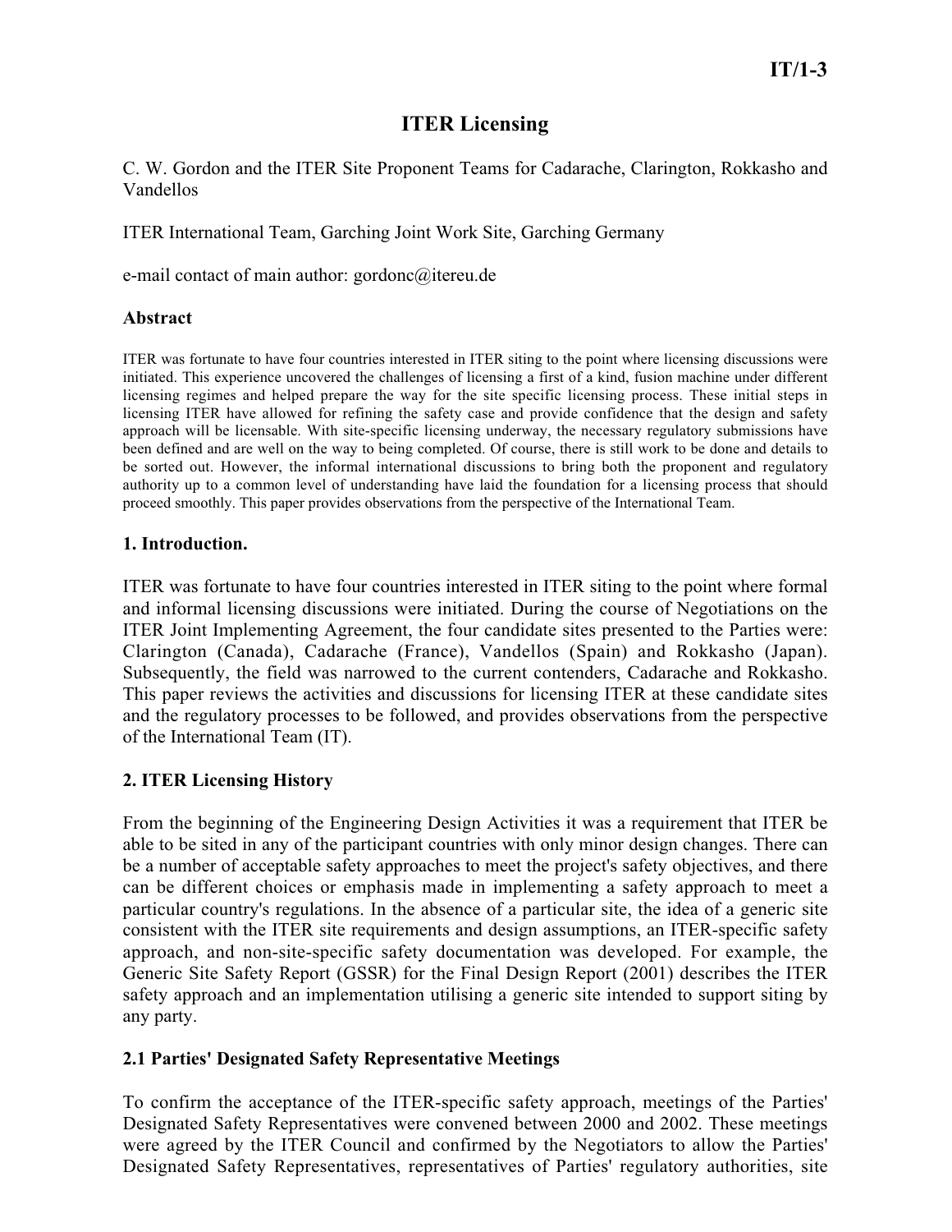**IT/1-3**

# ITER Licensing

C. W. Gordon and the ITER Site Proponent Teams for Cadarache, Clarington, Rokkasho and Vandellos

ITER International Team, Garching Joint Work Site, Garching Germany

e-mail contact of main author: gordonc@itereu.de

**Abstract**

ITER was fortunate to have four countries interested in ITER siting to the point where licensing discussions were initiated. This experience uncovered the challenges of licensing a first of a kind, fusion machine under different licensing regimes and helped prepare the way for the site specific licensing process. These initial steps in licensing ITER have allowed for refining the safety case and provide confidence that the design and safety approach will be licensable. With site-specific licensing underway, the necessary regulatory submissions have been defined and are well on the way to being completed. Of course, there is still work to be done and details to be sorted out. However, the informal international discussions to bring both the proponent and regulatory authority up to a common level of understanding have laid the foundation for a licensing process that should proceed smoothly. This paper provides observations from the perspective of the International Team.

## 1. Introduction.

ITER was fortunate to have four countries interested in ITER siting to the point where formal and informal licensing discussions were initiated. During the course of Negotiations on the ITER Joint Implementing Agreement, the four candidate sites presented to the Parties were: Clarington (Canada), Cadarache (France), Vandellos (Spain) and Rokkasho (Japan). Subsequently, the field was narrowed to the current contenders, Cadarache and Rokkasho. This paper reviews the activities and discussions for licensing ITER at these candidate sites and the regulatory processes to be followed, and provides observations from the perspective of the International Team (IT).

## 2. ITER Licensing History

From the beginning of the Engineering Design Activities it was a requirement that ITER be able to be sited in any of the participant countries with only minor design changes. There can be a number of acceptable safety approaches to meet the project's safety objectives, and there can be different choices or emphasis made in implementing a safety approach to meet a particular country's regulations. In the absence of a particular site, the idea of a generic site consistent with the ITER site requirements and design assumptions, an ITER-specific safety approach, and non-site-specific safety documentation was developed. For example, the Generic Site Safety Report (GSSR) for the Final Design Report (2001) describes the ITER safety approach and an implementation utilising a generic site intended to support siting by any party.

### 2.1 Parties' Designated Safety Representative Meetings

To confirm the acceptance of the ITER-specific safety approach, meetings of the Parties' Designated Safety Representatives were convened between 2000 and 2002. These meetings were agreed by the ITER Council and confirmed by the Negotiators to allow the Parties' Designated Safety Representatives, representatives of Parties' regulatory authorities, site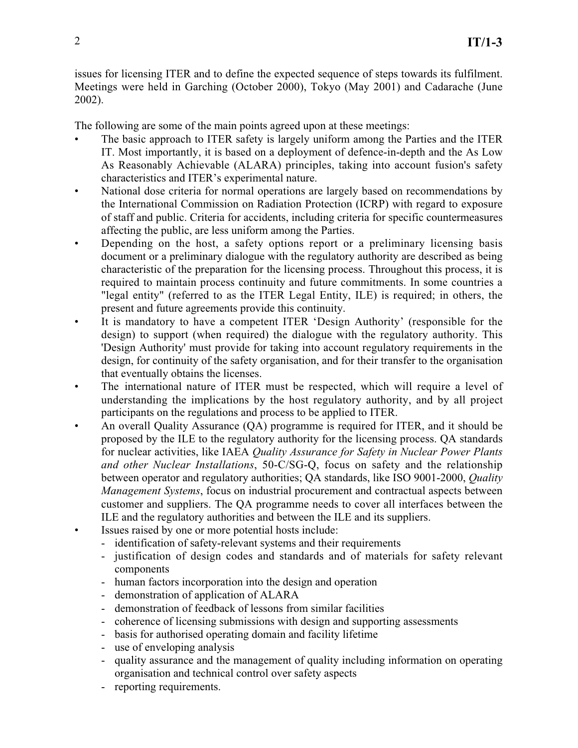issues for licensing ITER and to define the expected sequence of steps towards its fulfilment. Meetings were held in Garching (October 2000), Tokyo (May 2001) and Cadarache (June 2002).

The following are some of the main points agreed upon at these meetings:

- The basic approach to ITER safety is largely uniform among the Parties and the ITER IT. Most importantly, it is based on a deployment of defence-in-depth and the As Low As Reasonably Achievable (ALARA) principles, taking into account fusion's safety characteristics and ITER's experimental nature.
- National dose criteria for normal operations are largely based on recommendations by the International Commission on Radiation Protection (ICRP) with regard to exposure of staff and public. Criteria for accidents, including criteria for specific countermeasures affecting the public, are less uniform among the Parties.
- Depending on the host, a safety options report or a preliminary licensing basis document or a preliminary dialogue with the regulatory authority are described as being characteristic of the preparation for the licensing process. Throughout this process, it is required to maintain process continuity and future commitments. In some countries a "legal entity" (referred to as the ITER Legal Entity, ILE) is required; in others, the present and future agreements provide this continuity.
- It is mandatory to have a competent ITER 'Design Authority' (responsible for the design) to support (when required) the dialogue with the regulatory authority. This 'Design Authority' must provide for taking into account regulatory requirements in the design, for continuity of the safety organisation, and for their transfer to the organisation that eventually obtains the licenses.
- The international nature of ITER must be respected, which will require a level of understanding the implications by the host regulatory authority, and by all project participants on the regulations and process to be applied to ITER.
- An overall Quality Assurance (QA) programme is required for ITER, and it should be proposed by the ILE to the regulatory authority for the licensing process. QA standards for nuclear activities, like IAEA *Quality Assurance for Safety in Nuclear Power Plants and other Nuclear Installations*, 50-C/SG-Q, focus on safety and the relationship between operator and regulatory authorities; QA standards, like ISO 9001-2000, *Quality Management Systems*, focus on industrial procurement and contractual aspects between customer and suppliers. The QA programme needs to cover all interfaces between the ILE and the regulatory authorities and between the ILE and its suppliers.
- Issues raised by one or more potential hosts include:
  - identification of safety-relevant systems and their requirements
  - justification of design codes and standards and of materials for safety relevant components
  - human factors incorporation into the design and operation
  - demonstration of application of ALARA
  - demonstration of feedback of lessons from similar facilities
  - coherence of licensing submissions with design and supporting assessments
  - basis for authorised operating domain and facility lifetime
  - use of enveloping analysis
  - quality assurance and the management of quality including information on operating organisation and technical control over safety aspects
  - reporting requirements.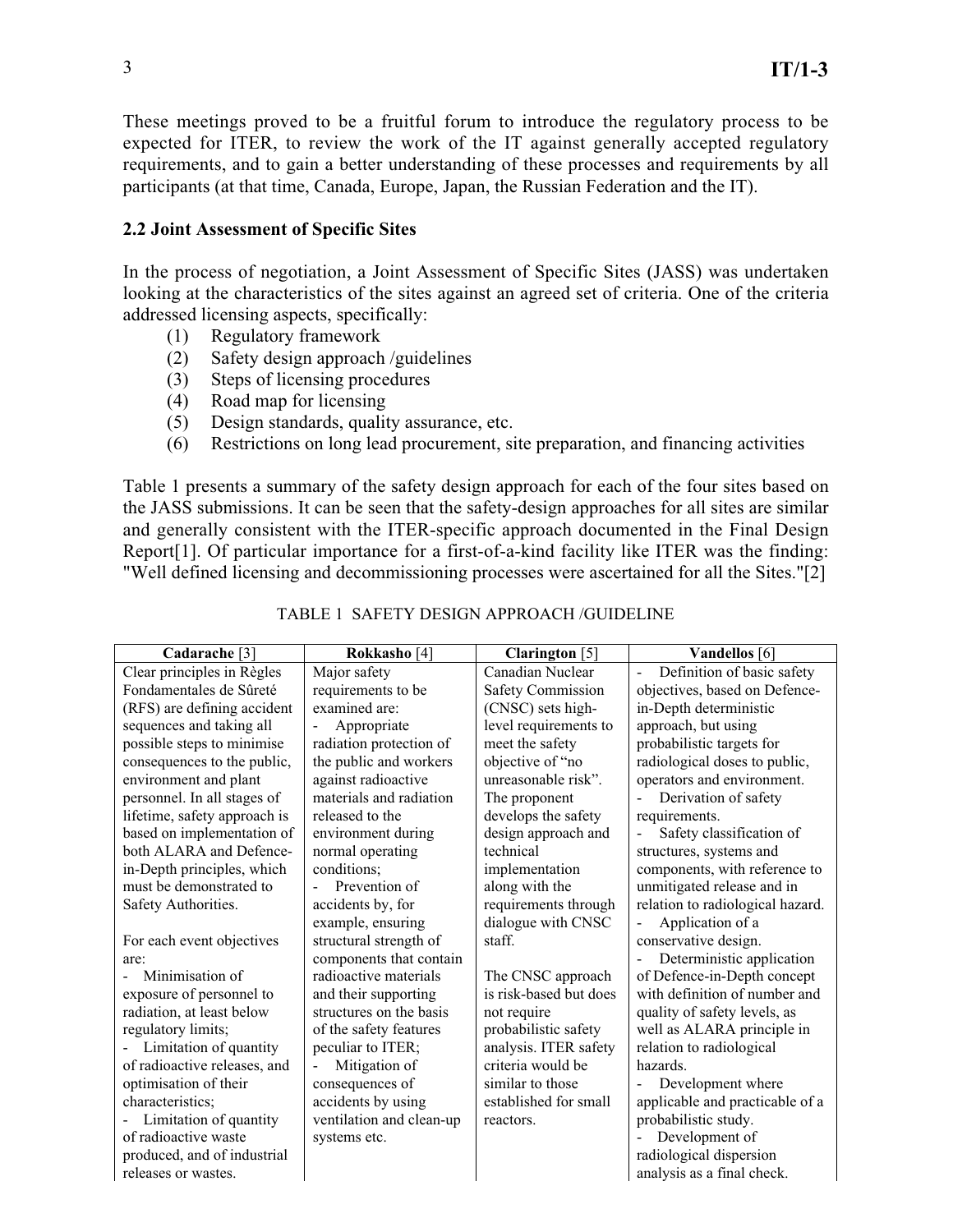These meetings proved to be a fruitful forum to introduce the regulatory process to be expected for ITER, to review the work of the IT against generally accepted regulatory requirements, and to gain a better understanding of these processes and requirements by all participants (at that time, Canada, Europe, Japan, the Russian Federation and the IT).

### 2.2 Joint Assessment of Specific Sites

In the process of negotiation, a Joint Assessment of Specific Sites (JASS) was undertaken looking at the characteristics of the sites against an agreed set of criteria. One of the criteria addressed licensing aspects, specifically:

(1) Regulatory framework
(2) Safety design approach /guidelines
(3) Steps of licensing procedures
(4) Road map for licensing
(5) Design standards, quality assurance, etc.
(6) Restrictions on long lead procurement, site preparation, and financing activities

Table 1 presents a summary of the safety design approach for each of the four sites based on the JASS submissions. It can be seen that the safety-design approaches for all sites are similar and generally consistent with the ITER-specific approach documented in the Final Design Report[1]. Of particular importance for a first-of-a-kind facility like ITER was the finding: "Well defined licensing and decommissioning processes were ascertained for all the Sites."[2]

TABLE 1 SAFETY DESIGN APPROACH /GUIDELINE

| **Cadarache** [3] | **Rokkasho** [4] | **Clarington** [5] | **Vandellos** [6] |
|---|---|---|---|
| Clear principles in Règles Fondamentales de Sûreté (RFS) are defining accident sequences and taking all possible steps to minimise consequences to the public, environment and plant personnel. In all stages of lifetime, safety approach is based on implementation of both ALARA and Defence-in-Depth principles, which must be demonstrated to Safety Authorities.<br><br>For each event objectives are:<br>- Minimisation of exposure of personnel to radiation, at least below regulatory limits;<br>- Limitation of quantity of radioactive releases, and optimisation of their characteristics;<br>- Limitation of quantity of radioactive waste produced, and of industrial releases or wastes. | Major safety requirements to be examined are:<br>- Appropriate radiation protection of the public and workers against radioactive materials and radiation released to the environment during normal operating conditions;<br>- Prevention of accidents by, for example, ensuring structural strength of components that contain radioactive materials and their supporting structures on the basis of the safety features peculiar to ITER;<br>- Mitigation of consequences of accidents by using ventilation and clean-up systems etc. | Canadian Nuclear Safety Commission (CNSC) sets high-level requirements to meet the safety objective of "no unreasonable risk". The proponent develops the safety design approach and technical implementation along with the requirements through dialogue with CNSC staff.<br><br>The CNSC approach is risk-based but does not require probabilistic safety analysis. ITER safety criteria would be similar to those established for small reactors. | - Definition of basic safety objectives, based on Defence-in-Depth deterministic approach, but using probabilistic targets for radiological doses to public, operators and environment.<br>- Derivation of safety requirements.<br>- Safety classification of structures, systems and components, with reference to unmitigated release and in relation to radiological hazard.<br>- Application of a conservative design.<br>- Deterministic application of Defence-in-Depth concept with definition of number and quality of safety levels, as well as ALARA principle in relation to radiological hazards.<br>- Development where applicable and practicable of a probabilistic study.<br>- Development of radiological dispersion analysis as a final check. |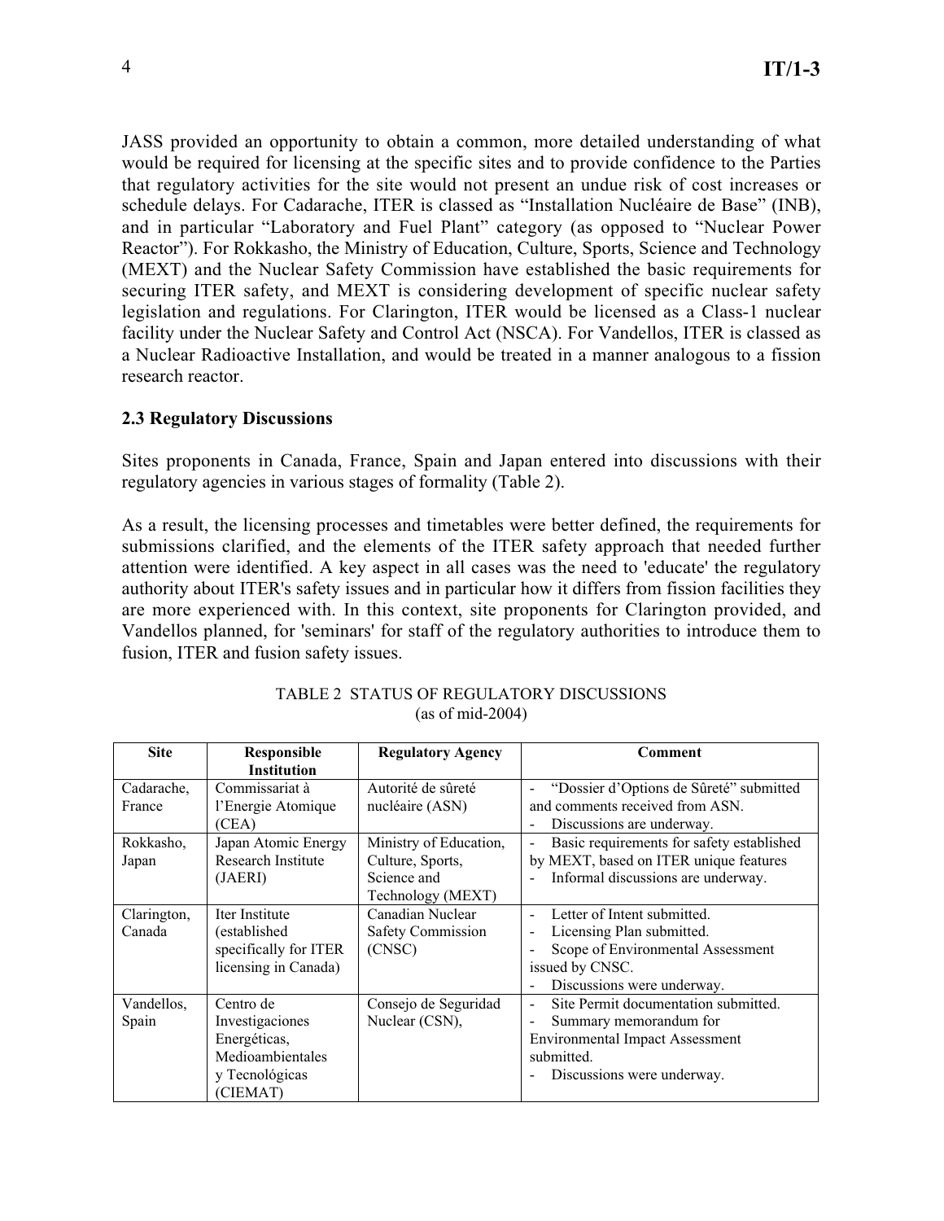JASS provided an opportunity to obtain a common, more detailed understanding of what would be required for licensing at the specific sites and to provide confidence to the Parties that regulatory activities for the site would not present an undue risk of cost increases or schedule delays. For Cadarache, ITER is classed as "Installation Nucléaire de Base" (INB), and in particular "Laboratory and Fuel Plant" category (as opposed to "Nuclear Power Reactor"). For Rokkasho, the Ministry of Education, Culture, Sports, Science and Technology (MEXT) and the Nuclear Safety Commission have established the basic requirements for securing ITER safety, and MEXT is considering development of specific nuclear safety legislation and regulations. For Clarington, ITER would be licensed as a Class-1 nuclear facility under the Nuclear Safety and Control Act (NSCA). For Vandellos, ITER is classed as a Nuclear Radioactive Installation, and would be treated in a manner analogous to a fission research reactor.

### 2.3 Regulatory Discussions

Sites proponents in Canada, France, Spain and Japan entered into discussions with their regulatory agencies in various stages of formality (Table 2).

As a result, the licensing processes and timetables were better defined, the requirements for submissions clarified, and the elements of the ITER safety approach that needed further attention were identified. A key aspect in all cases was the need to 'educate' the regulatory authority about ITER's safety issues and in particular how it differs from fission facilities they are more experienced with. In this context, site proponents for Clarington provided, and Vandellos planned, for 'seminars' for staff of the regulatory authorities to introduce them to fusion, ITER and fusion safety issues.

TABLE 2 STATUS OF REGULATORY DISCUSSIONS
(as of mid-2004)

| Site | Responsible Institution | Regulatory Agency | Comment |
|---|---|---|---|
| Cadarache, France | Commissariat à l'Energie Atomique (CEA) | Autorité de sûreté nucléaire (ASN) | - "Dossier d'Options de Sûreté" submitted and comments received from ASN.<br>- Discussions are underway. |
| Rokkasho, Japan | Japan Atomic Energy Research Institute (JAERI) | Ministry of Education, Culture, Sports, Science and Technology (MEXT) | - Basic requirements for safety established by MEXT, based on ITER unique features<br>- Informal discussions are underway. |
| Clarington, Canada | Iter Institute (established specifically for ITER licensing in Canada) | Canadian Nuclear Safety Commission (CNSC) | - Letter of Intent submitted.<br>- Licensing Plan submitted.<br>- Scope of Environmental Assessment issued by CNSC.<br>- Discussions were underway. |
| Vandellos, Spain | Centro de Investigaciones Energéticas, Medioambientales y Tecnológicas (CIEMAT) | Consejo de Seguridad Nuclear (CSN), | - Site Permit documentation submitted.<br>- Summary memorandum for Environmental Impact Assessment submitted.<br>- Discussions were underway. |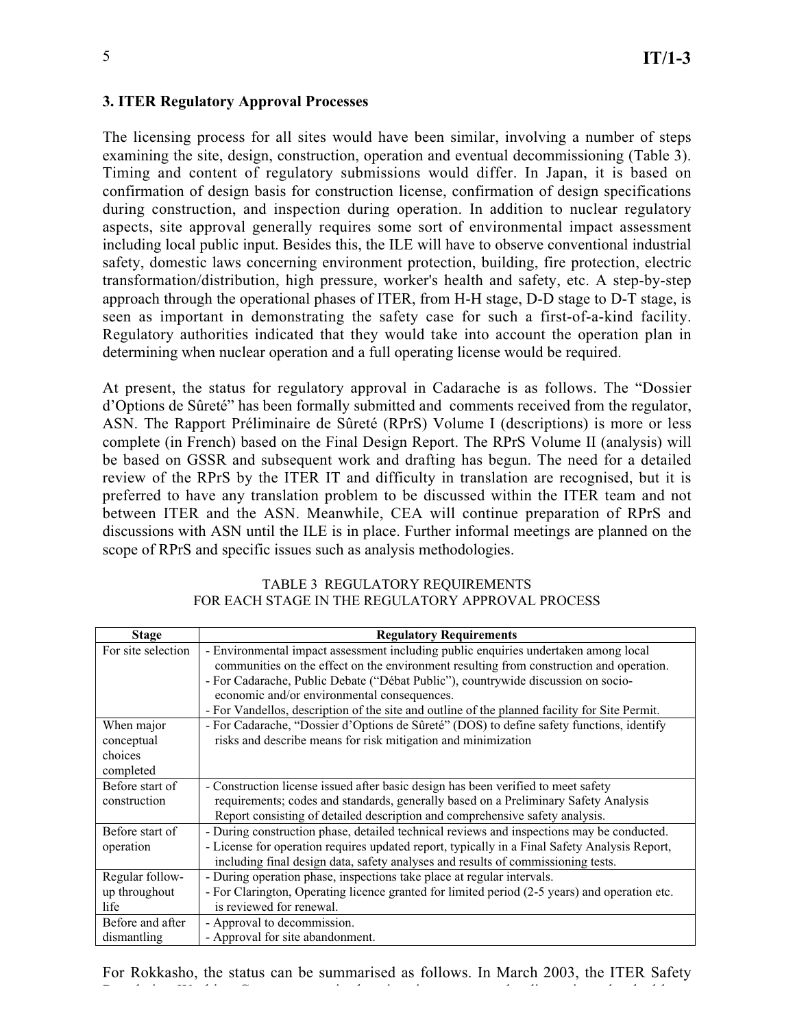## 3. ITER Regulatory Approval Processes

The licensing process for all sites would have been similar, involving a number of steps examining the site, design, construction, operation and eventual decommissioning (Table 3). Timing and content of regulatory submissions would differ. In Japan, it is based on confirmation of design basis for construction license, confirmation of design specifications during construction, and inspection during operation. In addition to nuclear regulatory aspects, site approval generally requires some sort of environmental impact assessment including local public input. Besides this, the ILE will have to observe conventional industrial safety, domestic laws concerning environment protection, building, fire protection, electric transformation/distribution, high pressure, worker's health and safety, etc. A step-by-step approach through the operational phases of ITER, from H-H stage, D-D stage to D-T stage, is seen as important in demonstrating the safety case for such a first-of-a-kind facility. Regulatory authorities indicated that they would take into account the operation plan in determining when nuclear operation and a full operating license would be required.

At present, the status for regulatory approval in Cadarache is as follows. The "Dossier d'Options de Sûreté" has been formally submitted and comments received from the regulator, ASN. The Rapport Préliminaire de Sûreté (RPrS) Volume I (descriptions) is more or less complete (in French) based on the Final Design Report. The RPrS Volume II (analysis) will be based on GSSR and subsequent work and drafting has begun. The need for a detailed review of the RPrS by the ITER IT and difficulty in translation are recognised, but it is preferred to have any translation problem to be discussed within the ITER team and not between ITER and the ASN. Meanwhile, CEA will continue preparation of RPrS and discussions with ASN until the ILE is in place. Further informal meetings are planned on the scope of RPrS and specific issues such as analysis methodologies.

TABLE 3 REGULATORY REQUIREMENTS FOR EACH STAGE IN THE REGULATORY APPROVAL PROCESS

| Stage | Regulatory Requirements |
|---|---|
| For site selection | - Environmental impact assessment including public enquiries undertaken among local communities on the effect on the environment resulting from construction and operation.<br>- For Cadarache, Public Debate ("Débat Public"), countrywide discussion on socio-economic and/or environmental consequences.<br>- For Vandellos, description of the site and outline of the planned facility for Site Permit. |
| When major conceptual choices completed | - For Cadarache, "Dossier d'Options de Sûreté" (DOS) to define safety functions, identify risks and describe means for risk mitigation and minimization |
| Before start of construction | - Construction license issued after basic design has been verified to meet safety requirements; codes and standards, generally based on a Preliminary Safety Analysis Report consisting of detailed description and comprehensive safety analysis. |
| Before start of operation | - During construction phase, detailed technical reviews and inspections may be conducted.<br>- License for operation requires updated report, typically in a Final Safety Analysis Report, including final design data, safety analyses and results of commissioning tests. |
| Regular follow-up throughout life | - During operation phase, inspections take place at regular intervals.<br>- For Clarington, Operating licence granted for limited period (2-5 years) and operation etc. is reviewed for renewal. |
| Before and after dismantling | - Approval to decommission.<br>- Approval for site abandonment. |

For Rokkasho, the status can be summarised as follows. In March 2003, the ITER Safety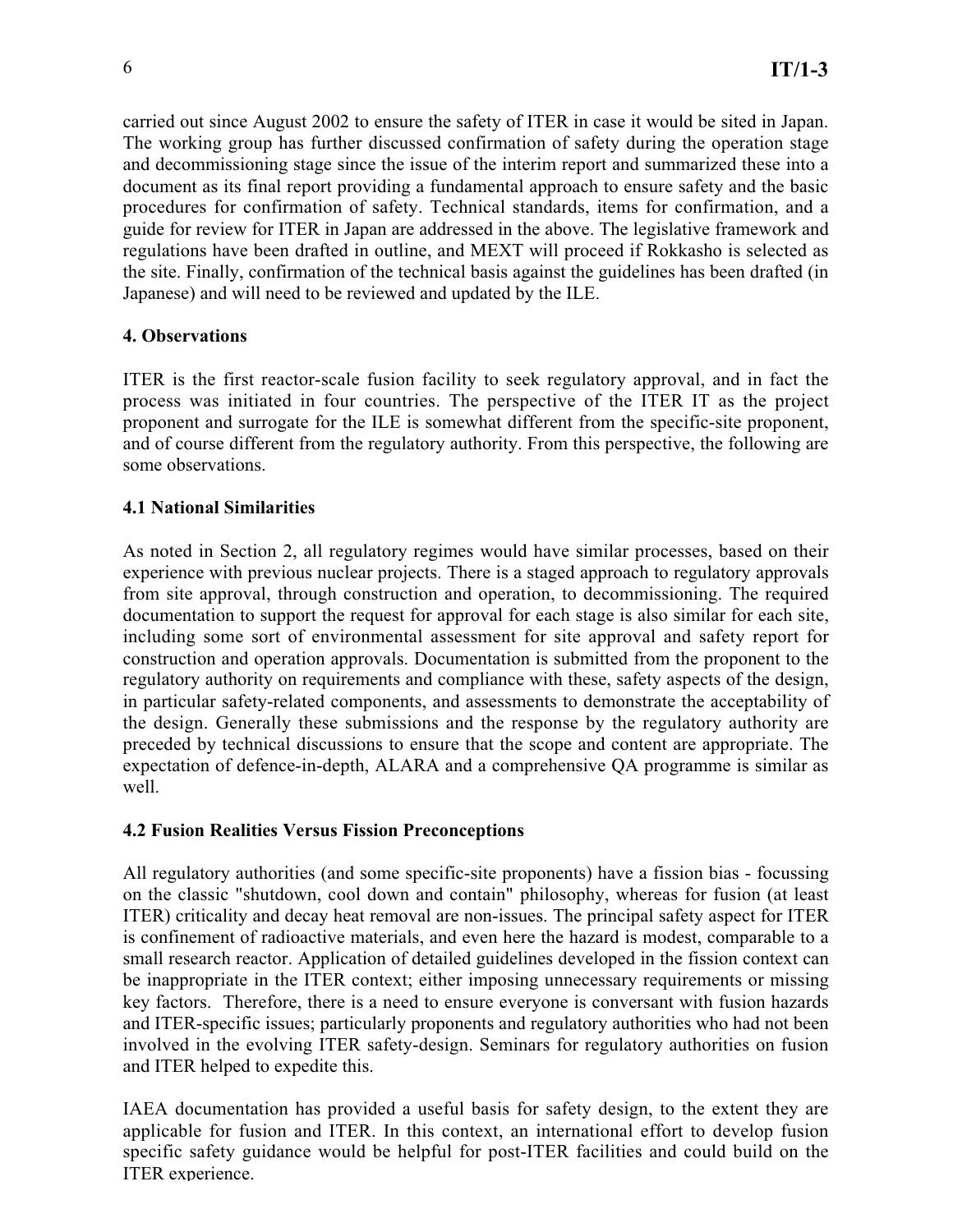carried out since August 2002 to ensure the safety of ITER in case it would be sited in Japan. The working group has further discussed confirmation of safety during the operation stage and decommissioning stage since the issue of the interim report and summarized these into a document as its final report providing a fundamental approach to ensure safety and the basic procedures for confirmation of safety. Technical standards, items for confirmation, and a guide for review for ITER in Japan are addressed in the above. The legislative framework and regulations have been drafted in outline, and MEXT will proceed if Rokkasho is selected as the site. Finally, confirmation of the technical basis against the guidelines has been drafted (in Japanese) and will need to be reviewed and updated by the ILE.

## 4. Observations

ITER is the first reactor-scale fusion facility to seek regulatory approval, and in fact the process was initiated in four countries. The perspective of the ITER IT as the project proponent and surrogate for the ILE is somewhat different from the specific-site proponent, and of course different from the regulatory authority. From this perspective, the following are some observations.

### 4.1 National Similarities

As noted in Section 2, all regulatory regimes would have similar processes, based on their experience with previous nuclear projects. There is a staged approach to regulatory approvals from site approval, through construction and operation, to decommissioning. The required documentation to support the request for approval for each stage is also similar for each site, including some sort of environmental assessment for site approval and safety report for construction and operation approvals. Documentation is submitted from the proponent to the regulatory authority on requirements and compliance with these, safety aspects of the design, in particular safety-related components, and assessments to demonstrate the acceptability of the design. Generally these submissions and the response by the regulatory authority are preceded by technical discussions to ensure that the scope and content are appropriate. The expectation of defence-in-depth, ALARA and a comprehensive QA programme is similar as well.

### 4.2 Fusion Realities Versus Fission Preconceptions

All regulatory authorities (and some specific-site proponents) have a fission bias - focussing on the classic "shutdown, cool down and contain" philosophy, whereas for fusion (at least ITER) criticality and decay heat removal are non-issues. The principal safety aspect for ITER is confinement of radioactive materials, and even here the hazard is modest, comparable to a small research reactor. Application of detailed guidelines developed in the fission context can be inappropriate in the ITER context; either imposing unnecessary requirements or missing key factors. Therefore, there is a need to ensure everyone is conversant with fusion hazards and ITER-specific issues; particularly proponents and regulatory authorities who had not been involved in the evolving ITER safety-design. Seminars for regulatory authorities on fusion and ITER helped to expedite this.

IAEA documentation has provided a useful basis for safety design, to the extent they are applicable for fusion and ITER. In this context, an international effort to develop fusion specific safety guidance would be helpful for post-ITER facilities and could build on the ITER experience.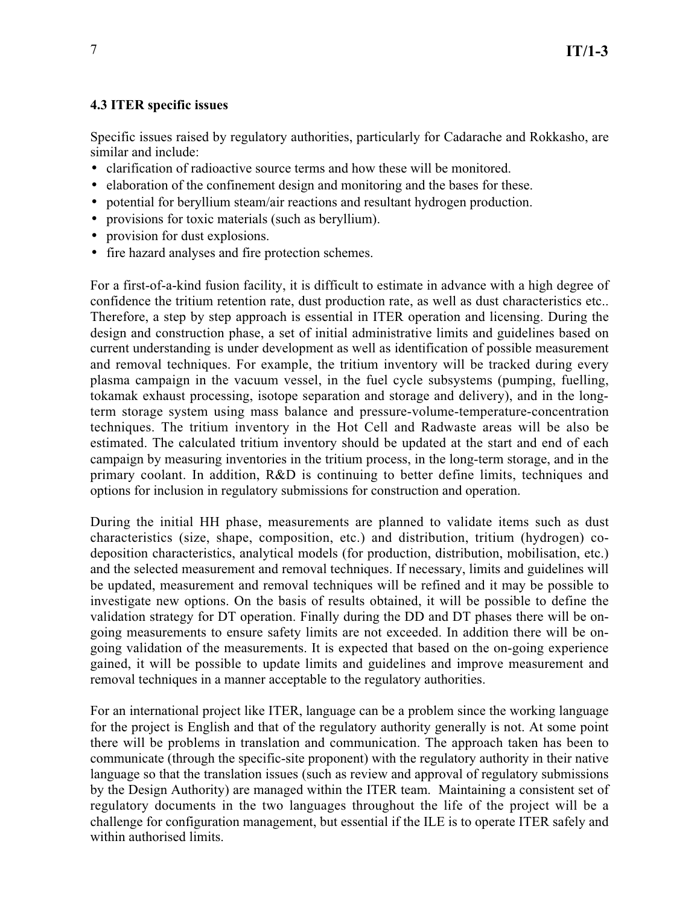### 4.3 ITER specific issues

Specific issues raised by regulatory authorities, particularly for Cadarache and Rokkasho, are similar and include:

- clarification of radioactive source terms and how these will be monitored.
- elaboration of the confinement design and monitoring and the bases for these.
- potential for beryllium steam/air reactions and resultant hydrogen production.
- provisions for toxic materials (such as beryllium).
- provision for dust explosions.
- fire hazard analyses and fire protection schemes.

For a first-of-a-kind fusion facility, it is difficult to estimate in advance with a high degree of confidence the tritium retention rate, dust production rate, as well as dust characteristics etc.. Therefore, a step by step approach is essential in ITER operation and licensing. During the design and construction phase, a set of initial administrative limits and guidelines based on current understanding is under development as well as identification of possible measurement and removal techniques. For example, the tritium inventory will be tracked during every plasma campaign in the vacuum vessel, in the fuel cycle subsystems (pumping, fuelling, tokamak exhaust processing, isotope separation and storage and delivery), and in the long-term storage system using mass balance and pressure-volume-temperature-concentration techniques. The tritium inventory in the Hot Cell and Radwaste areas will be also be estimated. The calculated tritium inventory should be updated at the start and end of each campaign by measuring inventories in the tritium process, in the long-term storage, and in the primary coolant. In addition, R&D is continuing to better define limits, techniques and options for inclusion in regulatory submissions for construction and operation.

During the initial HH phase, measurements are planned to validate items such as dust characteristics (size, shape, composition, etc.) and distribution, tritium (hydrogen) co-deposition characteristics, analytical models (for production, distribution, mobilisation, etc.) and the selected measurement and removal techniques. If necessary, limits and guidelines will be updated, measurement and removal techniques will be refined and it may be possible to investigate new options. On the basis of results obtained, it will be possible to define the validation strategy for DT operation. Finally during the DD and DT phases there will be on-going measurements to ensure safety limits are not exceeded. In addition there will be on-going validation of the measurements. It is expected that based on the on-going experience gained, it will be possible to update limits and guidelines and improve measurement and removal techniques in a manner acceptable to the regulatory authorities.

For an international project like ITER, language can be a problem since the working language for the project is English and that of the regulatory authority generally is not. At some point there will be problems in translation and communication. The approach taken has been to communicate (through the specific-site proponent) with the regulatory authority in their native language so that the translation issues (such as review and approval of regulatory submissions by the Design Authority) are managed within the ITER team. Maintaining a consistent set of regulatory documents in the two languages throughout the life of the project will be a challenge for configuration management, but essential if the ILE is to operate ITER safely and within authorised limits.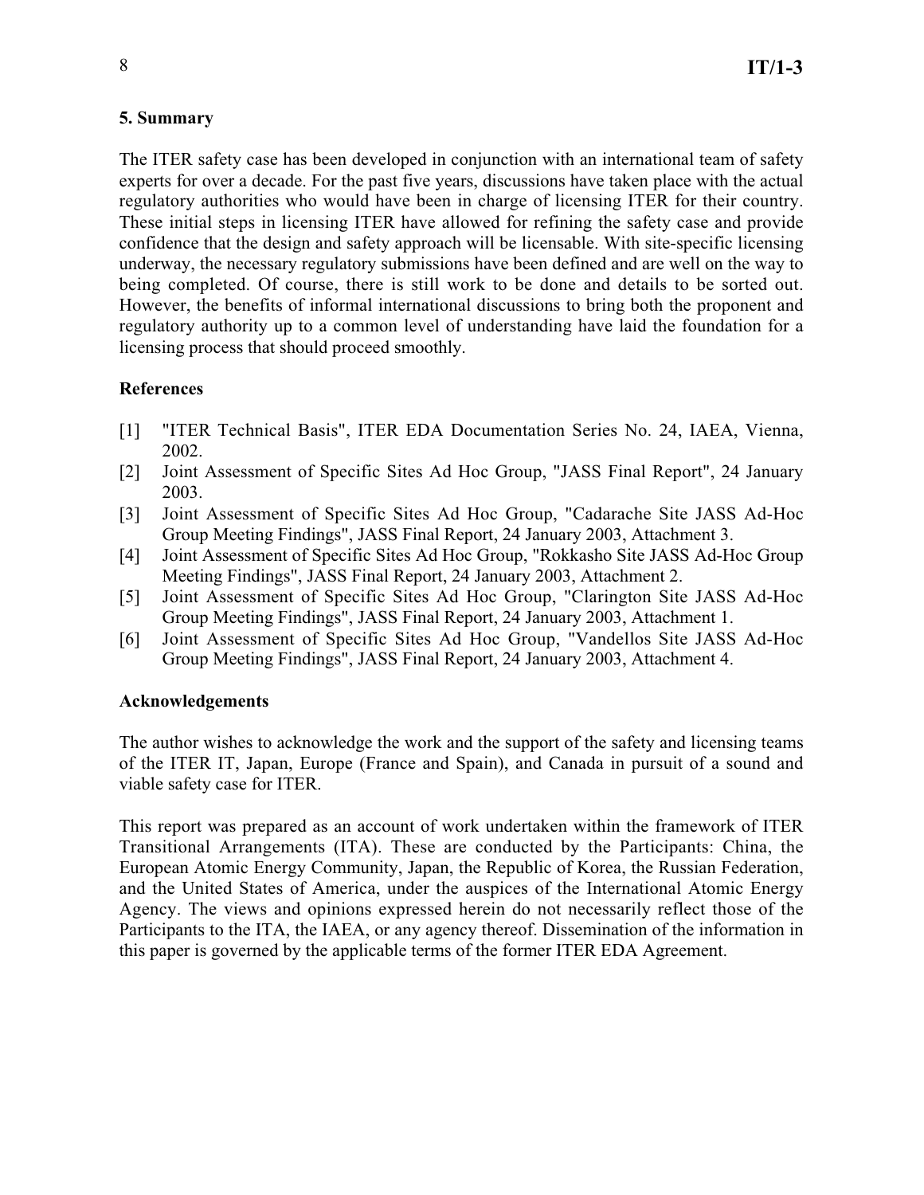## 5. Summary

The ITER safety case has been developed in conjunction with an international team of safety experts for over a decade. For the past five years, discussions have taken place with the actual regulatory authorities who would have been in charge of licensing ITER for their country. These initial steps in licensing ITER have allowed for refining the safety case and provide confidence that the design and safety approach will be licensable. With site-specific licensing underway, the necessary regulatory submissions have been defined and are well on the way to being completed. Of course, there is still work to be done and details to be sorted out. However, the benefits of informal international discussions to bring both the proponent and regulatory authority up to a common level of understanding have laid the foundation for a licensing process that should proceed smoothly.

## References

[1] "ITER Technical Basis", ITER EDA Documentation Series No. 24, IAEA, Vienna, 2002.

[2] Joint Assessment of Specific Sites Ad Hoc Group, "JASS Final Report", 24 January 2003.

[3] Joint Assessment of Specific Sites Ad Hoc Group, "Cadarache Site JASS Ad-Hoc Group Meeting Findings", JASS Final Report, 24 January 2003, Attachment 3.

[4] Joint Assessment of Specific Sites Ad Hoc Group, "Rokkasho Site JASS Ad-Hoc Group Meeting Findings", JASS Final Report, 24 January 2003, Attachment 2.

[5] Joint Assessment of Specific Sites Ad Hoc Group, "Clarington Site JASS Ad-Hoc Group Meeting Findings", JASS Final Report, 24 January 2003, Attachment 1.

[6] Joint Assessment of Specific Sites Ad Hoc Group, "Vandellos Site JASS Ad-Hoc Group Meeting Findings", JASS Final Report, 24 January 2003, Attachment 4.

## Acknowledgements

The author wishes to acknowledge the work and the support of the safety and licensing teams of the ITER IT, Japan, Europe (France and Spain), and Canada in pursuit of a sound and viable safety case for ITER.

This report was prepared as an account of work undertaken within the framework of ITER Transitional Arrangements (ITA). These are conducted by the Participants: China, the European Atomic Energy Community, Japan, the Republic of Korea, the Russian Federation, and the United States of America, under the auspices of the International Atomic Energy Agency. The views and opinions expressed herein do not necessarily reflect those of the Participants to the ITA, the IAEA, or any agency thereof. Dissemination of the information in this paper is governed by the applicable terms of the former ITER EDA Agreement.